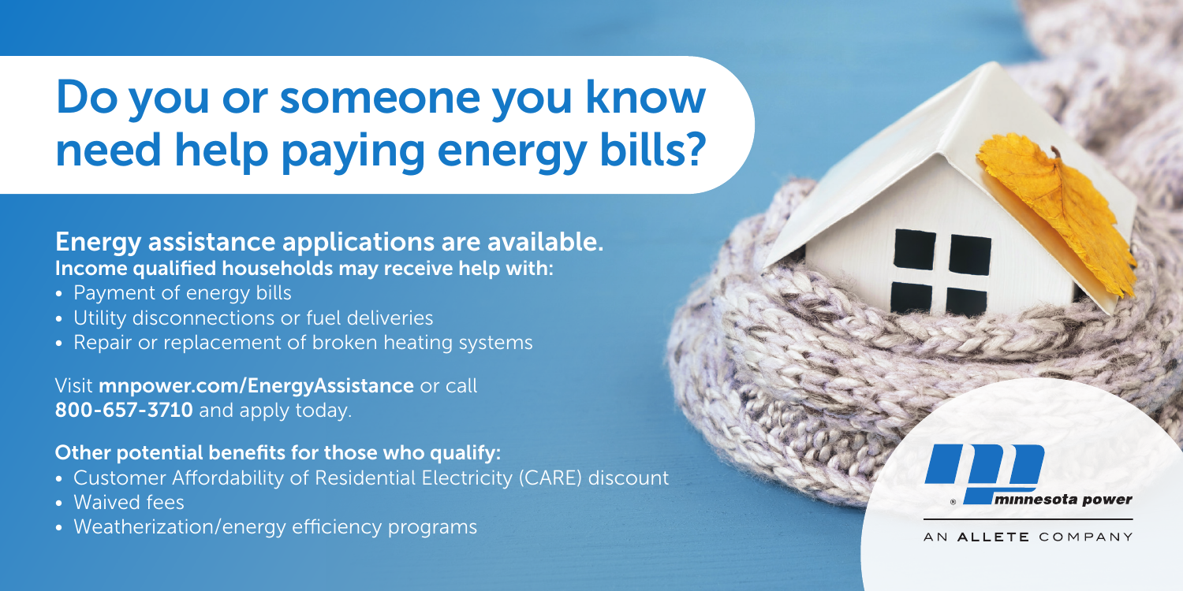# Do you or someone you know need help paying energy bills?

## Energy assistance applications are available.

**Income qualified households may receive help with:**

- Payment of energy bills
- Utility disconnections or fuel deliveries
- Repair or replacement of broken heating systems

Visit **mnpower.com/EnergyAssistance** or call **800-657-3710** and apply today.

**Other potential benefits for those who qualify:**

- Customer Affordability of Residential Electricity (CARE) discount
- Waived fees
- Weatherization/energy efficiency programs

minnesota power

AN ALLETE COMPANY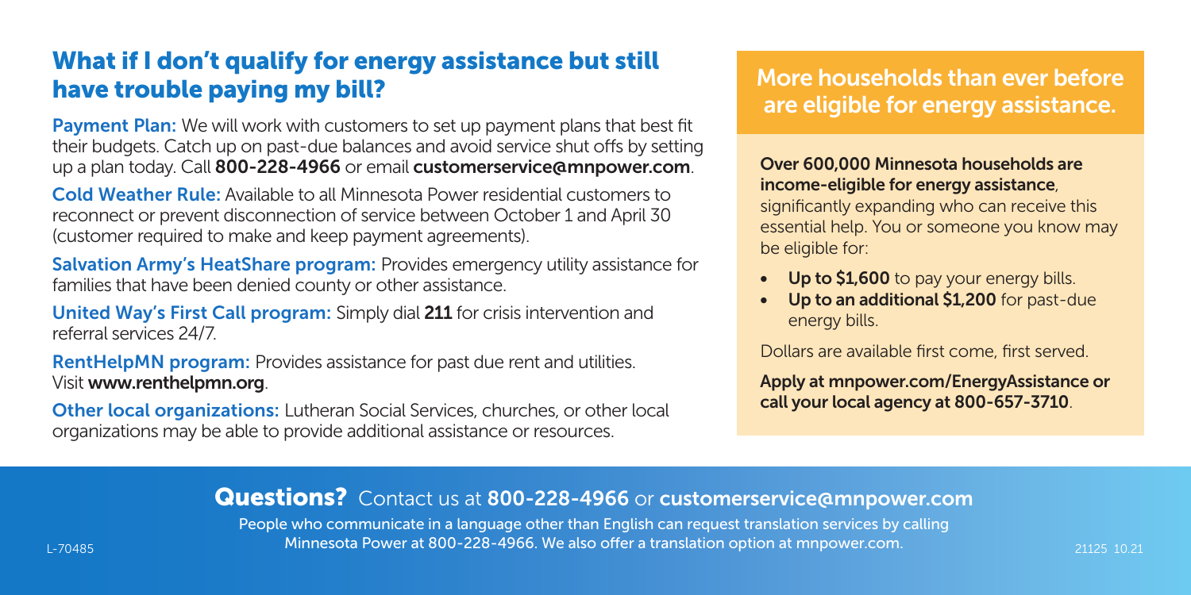## What if I don't qualify for energy assistance but still have trouble paying my bill?

**Payment Plan:** We will work with customers to set up payment plans that best fit their budgets. Catch up on past-due balances and avoid service shut offs by setting up a plan today. Call **800-228-4966** or email **customerservice@mnpower.com**.

**Cold Weather Rule:** Available to all Minnesota Power residential customers to reconnect or prevent disconnection of service between October 1 and April 30 (customer required to make and keep payment agreements).

**Salvation Army's HeatShare program:** Provides emergency utility assistance for families that have been denied county or other assistance.

**United Way's First Call program:** Simply dial **211** for crisis intervention and referral services 24/7.

**RentHelpMN program:** Provides assistance for past due rent and utilities. Visit **www.renthelpmn.org**.

**Other local organizations:** Lutheran Social Services, churches, or other local organizations may be able to provide additional assistance or resources.

## More households than ever before are eligible for energy assistance.

**Over 600,000 Minnesota households are income-eligible for energy assistance**, significantly expanding who can receive this essential help. You or someone you know may be eligible for:

- **Up to $1,600** to pay your energy bills.
- **Up to an additional $1,200** for past-due energy bills.

Dollars are available first come, first served.

**Apply at mnpower.com/EnergyAssistance or call your local agency at 800-657-3710**.

## Questions? Contact us at **800-228-4966** or **customerservice@mnpower.com**

People who communicate in a language other than English can request translation services by calling Minnesota Power at 800-228-4966. We also offer a translation option at mnpower.com.

L-70485

21125 10.21